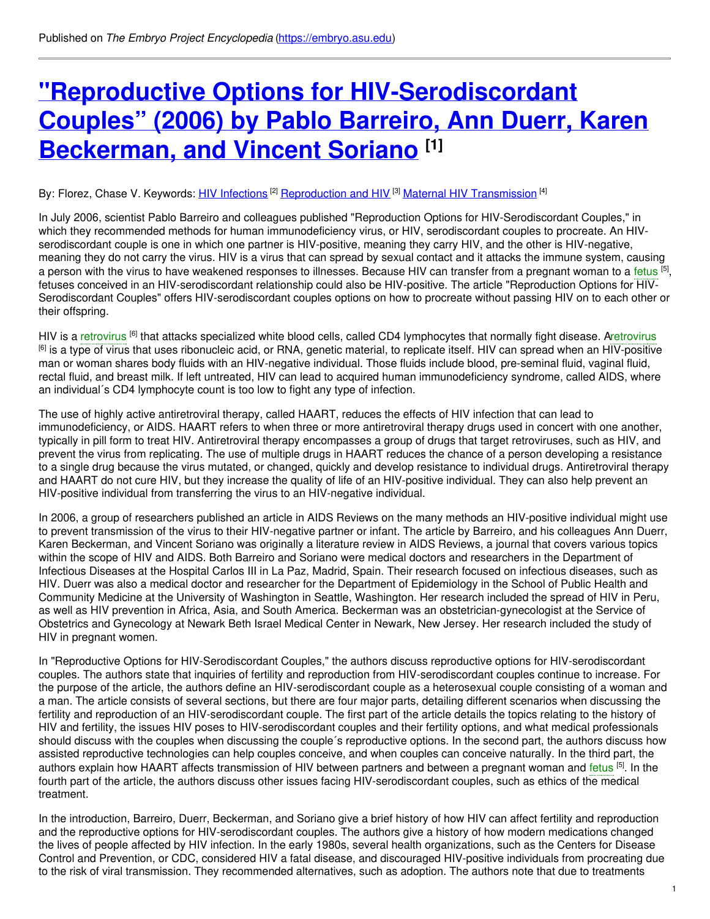Published on *The Embryo Project Encyclopedia* (https://embryo.asu.edu)

# "Reproductive Options for HIV-Serodiscordant Couples" (2006) by Pablo Barreiro, Ann Duerr, Karen Beckerman, and Vincent Soriano [1]

By: Florez, Chase V. Keywords: HIV Infections [2] Reproduction and HIV [3] Maternal HIV Transmission [4]

In July 2006, scientist Pablo Barreiro and colleagues published "Reproduction Options for HIV-Serodiscordant Couples," in which they recommended methods for human immunodeficiency virus, or HIV, serodiscordant couples to procreate. An HIV-serodiscordant couple is one in which one partner is HIV-positive, meaning they carry HIV, and the other is HIV-negative, meaning they do not carry the virus. HIV is a virus that can spread by sexual contact and it attacks the immune system, causing a person with the virus to have weakened responses to illnesses. Because HIV can transfer from a pregnant woman to a fetus [5], fetuses conceived in an HIV-serodiscordant relationship could also be HIV-positive. The article "Reproduction Options for HIV-Serodiscordant Couples" offers HIV-serodiscordant couples options on how to procreate without passing HIV on to each other or their offspring.

HIV is a retrovirus [6] that attacks specialized white blood cells, called CD4 lymphocytes that normally fight disease. Aretrovirus [6] is a type of virus that uses ribonucleic acid, or RNA, genetic material, to replicate itself. HIV can spread when an HIV-positive man or woman shares body fluids with an HIV-negative individual. Those fluids include blood, pre-seminal fluid, vaginal fluid, rectal fluid, and breast milk. If left untreated, HIV can lead to acquired human immunodeficiency syndrome, called AIDS, where an individual´s CD4 lymphocyte count is too low to fight any type of infection.

The use of highly active antiretroviral therapy, called HAART, reduces the effects of HIV infection that can lead to immunodeficiency, or AIDS. HAART refers to when three or more antiretroviral therapy drugs used in concert with one another, typically in pill form to treat HIV. Antiretroviral therapy encompasses a group of drugs that target retroviruses, such as HIV, and prevent the virus from replicating. The use of multiple drugs in HAART reduces the chance of a person developing a resistance to a single drug because the virus mutated, or changed, quickly and develop resistance to individual drugs. Antiretroviral therapy and HAART do not cure HIV, but they increase the quality of life of an HIV-positive individual. They can also help prevent an HIV-positive individual from transferring the virus to an HIV-negative individual.

In 2006, a group of researchers published an article in AIDS Reviews on the many methods an HIV-positive individual might use to prevent transmission of the virus to their HIV-negative partner or infant. The article by Barreiro, and his colleagues Ann Duerr, Karen Beckerman, and Vincent Soriano was originally a literature review in AIDS Reviews, a journal that covers various topics within the scope of HIV and AIDS. Both Barreiro and Soriano were medical doctors and researchers in the Department of Infectious Diseases at the Hospital Carlos III in La Paz, Madrid, Spain. Their research focused on infectious diseases, such as HIV. Duerr was also a medical doctor and researcher for the Department of Epidemiology in the School of Public Health and Community Medicine at the University of Washington in Seattle, Washington. Her research included the spread of HIV in Peru, as well as HIV prevention in Africa, Asia, and South America. Beckerman was an obstetrician-gynecologist at the Service of Obstetrics and Gynecology at Newark Beth Israel Medical Center in Newark, New Jersey. Her research included the study of HIV in pregnant women.

In "Reproductive Options for HIV-Serodiscordant Couples," the authors discuss reproductive options for HIV-serodiscordant couples. The authors state that inquiries of fertility and reproduction from HIV-serodiscordant couples continue to increase. For the purpose of the article, the authors define an HIV-serodiscordant couple as a heterosexual couple consisting of a woman and a man. The article consists of several sections, but there are four major parts, detailing different scenarios when discussing the fertility and reproduction of an HIV-serodiscordant couple. The first part of the article details the topics relating to the history of HIV and fertility, the issues HIV poses to HIV-serodiscordant couples and their fertility options, and what medical professionals should discuss with the couples when discussing the couple´s reproductive options. In the second part, the authors discuss how assisted reproductive technologies can help couples conceive, and when couples can conceive naturally. In the third part, the authors explain how HAART affects transmission of HIV between partners and between a pregnant woman and fetus [5]. In the fourth part of the article, the authors discuss other issues facing HIV-serodiscordant couples, such as ethics of the medical treatment.

In the introduction, Barreiro, Duerr, Beckerman, and Soriano give a brief history of how HIV can affect fertility and reproduction and the reproductive options for HIV-serodiscordant couples. The authors give a history of how modern medications changed the lives of people affected by HIV infection. In the early 1980s, several health organizations, such as the Centers for Disease Control and Prevention, or CDC, considered HIV a fatal disease, and discouraged HIV-positive individuals from procreating due to the risk of viral transmission. They recommended alternatives, such as adoption. The authors note that due to treatments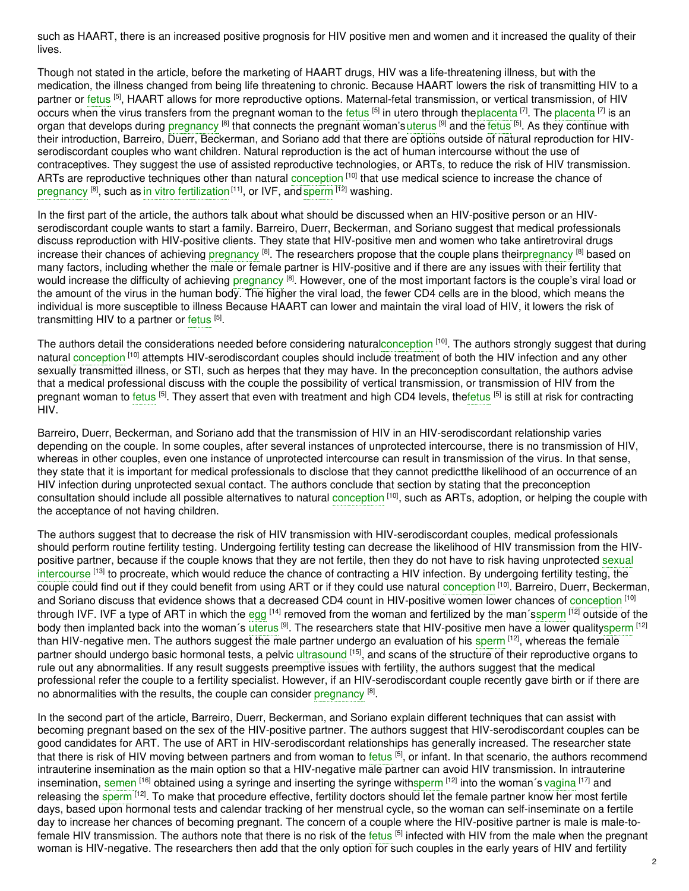such as HAART, there is an increased positive prognosis for HIV positive men and women and it increased the quality of their lives.

Though not stated in the article, before the marketing of HAART drugs, HIV was a life-threatening illness, but with the medication, the illness changed from being life threatening to chronic. Because HAART lowers the risk of transmitting HIV to a partner or fetus [5], HAART allows for more reproductive options. Maternal-fetal transmission, or vertical transmission, of HIV occurs when the virus transfers from the pregnant woman to the fetus [5] in utero through theplacenta [7]. The placenta [7] is an organ that develops during pregnancy [8] that connects the pregnant woman'suterus [9] and the fetus [5]. As they continue with their introduction, Barreiro, Duerr, Beckerman, and Soriano add that there are options outside of natural reproduction for HIV-serodiscordant couples who want children. Natural reproduction is the act of human intercourse without the use of contraceptives. They suggest the use of assisted reproductive technologies, or ARTs, to reduce the risk of HIV transmission. ARTs are reproductive techniques other than natural conception [10] that use medical science to increase the chance of pregnancy [8], such as in vitro fertilization [11], or IVF, and sperm [12] washing.

In the first part of the article, the authors talk about what should be discussed when an HIV-positive person or an HIV-serodiscordant couple wants to start a family. Barreiro, Duerr, Beckerman, and Soriano suggest that medical professionals discuss reproduction with HIV-positive clients. They state that HIV-positive men and women who take antiretroviral drugs increase their chances of achieving pregnancy [8]. The researchers propose that the couple plans theirpregnancy [8] based on many factors, including whether the male or female partner is HIV-positive and if there are any issues with their fertility that would increase the difficulty of achieving pregnancy [8]. However, one of the most important factors is the couple's viral load or the amount of the virus in the human body. The higher the viral load, the fewer CD4 cells are in the blood, which means the individual is more susceptible to illness Because HAART can lower and maintain the viral load of HIV, it lowers the risk of transmitting HIV to a partner or fetus [5].

The authors detail the considerations needed before considering naturalconception [10]. The authors strongly suggest that during natural conception [10] attempts HIV-serodiscordant couples should include treatment of both the HIV infection and any other sexually transmitted illness, or STI, such as herpes that they may have. In the preconception consultation, the authors advise that a medical professional discuss with the couple the possibility of vertical transmission, or transmission of HIV from the pregnant woman to fetus [5]. They assert that even with treatment and high CD4 levels, thefetus [5] is still at risk for contracting HIV.

Barreiro, Duerr, Beckerman, and Soriano add that the transmission of HIV in an HIV-serodiscordant relationship varies depending on the couple. In some couples, after several instances of unprotected intercourse, there is no transmission of HIV, whereas in other couples, even one instance of unprotected intercourse can result in transmission of the virus. In that sense, they state that it is important for medical professionals to disclose that they cannot predictthe likelihood of an occurrence of an HIV infection during unprotected sexual contact. The authors conclude that section by stating that the preconception consultation should include all possible alternatives to natural conception [10], such as ARTs, adoption, or helping the couple with the acceptance of not having children.

The authors suggest that to decrease the risk of HIV transmission with HIV-serodiscordant couples, medical professionals should perform routine fertility testing. Undergoing fertility testing can decrease the likelihood of HIV transmission from the HIV-positive partner, because if the couple knows that they are not fertile, then they do not have to risk having unprotected sexual intercourse [13] to procreate, which would reduce the chance of contracting a HIV infection. By undergoing fertility testing, the couple could find out if they could benefit from using ART or if they could use natural conception [10]. Barreiro, Duerr, Beckerman, and Soriano discuss that evidence shows that a decreased CD4 count in HIV-positive women lower chances of conception [10] through IVF. IVF a type of ART in which the egg [14] removed from the woman and fertilized by the man´ssperm [12] outside of the body then implanted back into the woman´s uterus [9]. The researchers state that HIV-positive men have a lower qualitysperm [12] than HIV-negative men. The authors suggest the male partner undergo an evaluation of his sperm [12], whereas the female partner should undergo basic hormonal tests, a pelvic ultrasound [15], and scans of the structure of their reproductive organs to rule out any abnormalities. If any result suggests preemptive issues with fertility, the authors suggest that the medical professional refer the couple to a fertility specialist. However, if an HIV-serodiscordant couple recently gave birth or if there are no abnormalities with the results, the couple can consider pregnancy [8].

In the second part of the article, Barreiro, Duerr, Beckerman, and Soriano explain different techniques that can assist with becoming pregnant based on the sex of the HIV-positive partner. The authors suggest that HIV-serodiscordant couples can be good candidates for ART. The use of ART in HIV-serodiscordant relationships has generally increased. The researcher state that there is risk of HIV moving between partners and from woman to fetus [5], or infant. In that scenario, the authors recommend intrauterine insemination as the main option so that a HIV-negative male partner can avoid HIV transmission. In intrauterine insemination, semen [16] obtained using a syringe and inserting the syringe withsperm [12] into the woman´s vagina [17] and releasing the sperm [12]. To make that procedure effective, fertility doctors should let the female partner know her most fertile days, based upon hormonal tests and calendar tracking of her menstrual cycle, so the woman can self-inseminate on a fertile day to increase her chances of becoming pregnant. The concern of a couple where the HIV-positive partner is male is male-to-female HIV transmission. The authors note that there is no risk of the fetus [5] infected with HIV from the male when the pregnant woman is HIV-negative. The researchers then add that the only option for such couples in the early years of HIV and fertility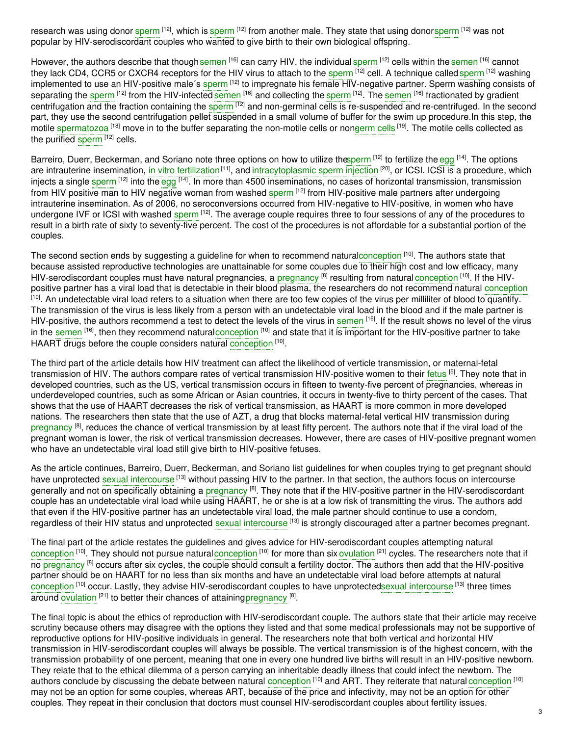research was using donor sperm [12], which is sperm [12] from another male. They state that using donor sperm [12] was not popular by HIV-serodiscordant couples who wanted to give birth to their own biological offspring.

However, the authors describe that though semen [16] can carry HIV, the individual sperm [12] cells within the semen [16] cannot they lack CD4, CCR5 or CXCR4 receptors for the HIV virus to attach to the sperm [12] cell. A technique called sperm [12] washing implemented to use an HIV-positive male´s sperm [12] to impregnate his female HIV-negative partner. Sperm washing consists of separating the sperm [12] from the HIV-infected semen [16] and collecting the sperm [12]. The semen [16] fractionated by gradient centrifugation and the fraction containing the sperm [12] and non-germinal cells is re-suspended and re-centrifuged. In the second part, they use the second centrifugation pellet suspended in a small volume of buffer for the swim up procedure.In this step, the motile spermatozoa [18] move in to the buffer separating the non-motile cells or non germ cells [19]. The motile cells collected as the purified sperm [12] cells.

Barreiro, Duerr, Beckerman, and Soriano note three options on how to utilize the sperm [12] to fertilize the egg [14]. The options are intrauterine insemination, in vitro fertilization [11], and intracytoplasmic sperm injection [20], or ICSI. ICSI is a procedure, which injects a single sperm [12] into the egg [14]. In more than 4500 inseminations, no cases of horizontal transmission, transmission from HIV positive man to HIV negative woman from washed sperm [12] from HIV-positive male partners after undergoing intrauterine insemination. As of 2006, no seroconversions occurred from HIV-negative to HIV-positive, in women who have undergone IVF or ICSI with washed sperm [12]. The average couple requires three to four sessions of any of the procedures to result in a birth rate of sixty to seventy-five percent. The cost of the procedures is not affordable for a substantial portion of the couples.

The second section ends by suggesting a guideline for when to recommend natural conception [10]. The authors state that because assisted reproductive technologies are unattainable for some couples due to their high cost and low efficacy, many HIV-serodiscordant couples must have natural pregnancies, a pregnancy [8] resulting from natural conception [10]. If the HIV-positive partner has a viral load that is detectable in their blood plasma, the researchers do not recommend natural conception [10]. An undetectable viral load refers to a situation when there are too few copies of the virus per milliliter of blood to quantify. The transmission of the virus is less likely from a person with an undetectable viral load in the blood and if the male partner is HIV-positive, the authors recommend a test to detect the levels of the virus in semen [16]. If the result shows no level of the virus in the semen [16], then they recommend natural conception [10] and state that it is important for the HIV-positive partner to take HAART drugs before the couple considers natural conception [10].

The third part of the article details how HIV treatment can affect the likelihood of verticle transmission, or maternal-fetal transmission of HIV. The authors compare rates of vertical transmission HIV-positive women to their fetus [5]. They note that in developed countries, such as the US, vertical transmission occurs in fifteen to twenty-five percent of pregnancies, whereas in underdeveloped countries, such as some African or Asian countries, it occurs in twenty-five to thirty percent of the cases. That shows that the use of HAART decreases the risk of vertical transmission, as HAART is more common in more developed nations. The researchers then state that the use of AZT, a drug that blocks maternal-fetal vertical HIV transmission during pregnancy [8], reduces the chance of vertical transmission by at least fifty percent. The authors note that if the viral load of the pregnant woman is lower, the risk of vertical transmission decreases. However, there are cases of HIV-positive pregnant women who have an undetectable viral load still give birth to HIV-positive fetuses.

As the article continues, Barreiro, Duerr, Beckerman, and Soriano list guidelines for when couples trying to get pregnant should have unprotected sexual intercourse [13] without passing HIV to the partner. In that section, the authors focus on intercourse generally and not on specifically obtaining a pregnancy [8]. They note that if the HIV-positive partner in the HIV-serodiscordant couple has an undetectable viral load while using HAART, he or she is at a low risk of transmitting the virus. The authors add that even if the HIV-positive partner has an undetectable viral load, the male partner should continue to use a condom, regardless of their HIV status and unprotected sexual intercourse [13] is strongly discouraged after a partner becomes pregnant.

The final part of the article restates the guidelines and gives advice for HIV-serodiscordant couples attempting natural conception [10]. They should not pursue natural conception [10] for more than six ovulation [21] cycles. The researchers note that if no pregnancy [8] occurs after six cycles, the couple should consult a fertility doctor. The authors then add that the HIV-positive partner should be on HAART for no less than six months and have an undetectable viral load before attempts at natural conception [10] occur. Lastly, they advise HIV-serodiscordant couples to have unprotected sexual intercourse [13] three times around ovulation [21] to better their chances of attaining pregnancy [8].

The final topic is about the ethics of reproduction with HIV-serodiscordant couple. The authors state that their article may receive scrutiny because others may disagree with the options they listed and that some medical professionals may not be supportive of reproductive options for HIV-positive individuals in general. The researchers note that both vertical and horizontal HIV transmission in HIV-serodiscordant couples will always be possible. The vertical transmission is of the highest concern, with the transmission probability of one percent, meaning that one in every one hundred live births will result in an HIV-positive newborn. They relate that to the ethical dilemma of a person carrying an inheritable deadly illness that could infect the newborn. The authors conclude by discussing the debate between natural conception [10] and ART. They reiterate that natural conception [10] may not be an option for some couples, whereas ART, because of the price and infectivity, may not be an option for other couples. They repeat in their conclusion that doctors must counsel HIV-serodiscordant couples about fertility issues.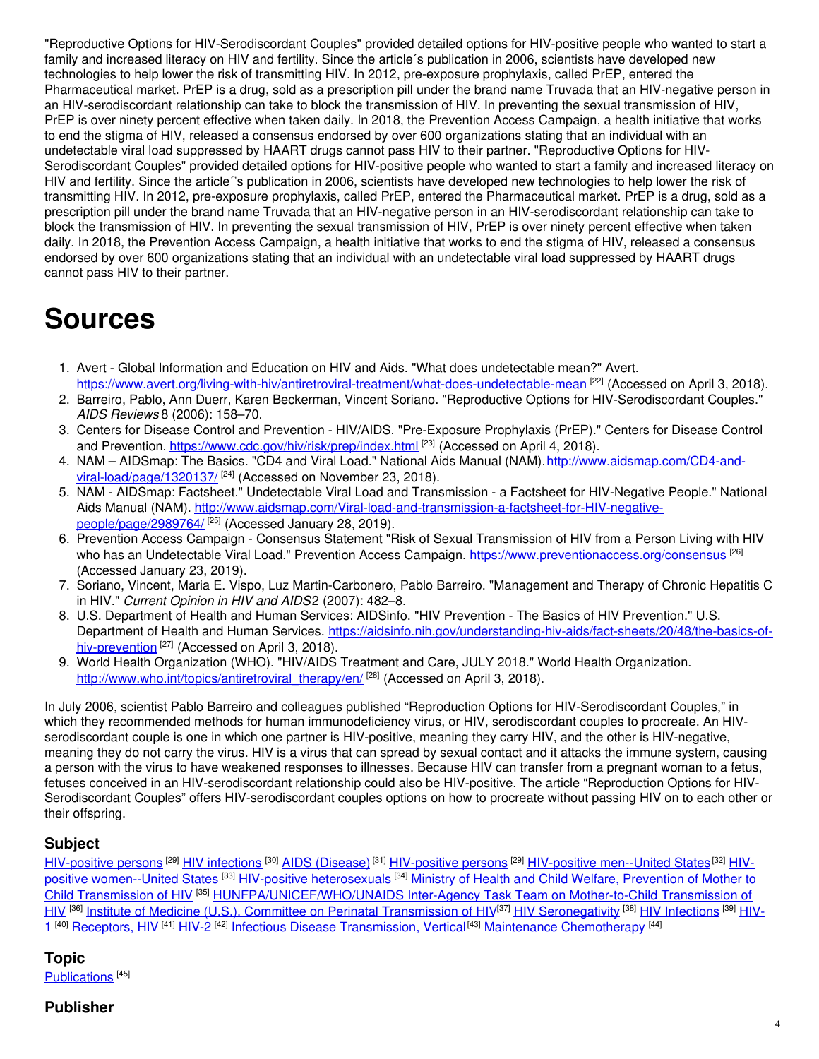"Reproductive Options for HIV-Serodiscordant Couples" provided detailed options for HIV-positive people who wanted to start a family and increased literacy on HIV and fertility. Since the article´s publication in 2006, scientists have developed new technologies to help lower the risk of transmitting HIV. In 2012, pre-exposure prophylaxis, called PrEP, entered the Pharmaceutical market. PrEP is a drug, sold as a prescription pill under the brand name Truvada that an HIV-negative person in an HIV-serodiscordant relationship can take to block the transmission of HIV. In preventing the sexual transmission of HIV, PrEP is over ninety percent effective when taken daily. In 2018, the Prevention Access Campaign, a health initiative that works to end the stigma of HIV, released a consensus endorsed by over 600 organizations stating that an individual with an undetectable viral load suppressed by HAART drugs cannot pass HIV to their partner. "Reproductive Options for HIV-Serodiscordant Couples" provided detailed options for HIV-positive people who wanted to start a family and increased literacy on HIV and fertility. Since the article´´s publication in 2006, scientists have developed new technologies to help lower the risk of transmitting HIV. In 2012, pre-exposure prophylaxis, called PrEP, entered the Pharmaceutical market. PrEP is a drug, sold as a prescription pill under the brand name Truvada that an HIV-negative person in an HIV-serodiscordant relationship can take to block the transmission of HIV. In preventing the sexual transmission of HIV, PrEP is over ninety percent effective when taken daily. In 2018, the Prevention Access Campaign, a health initiative that works to end the stigma of HIV, released a consensus endorsed by over 600 organizations stating that an individual with an undetectable viral load suppressed by HAART drugs cannot pass HIV to their partner.

# Sources

1. Avert - Global Information and Education on HIV and Aids. "What does undetectable mean?" Avert. https://www.avert.org/living-with-hiv/antiretroviral-treatment/what-does-undetectable-mean [22] (Accessed on April 3, 2018).
2. Barreiro, Pablo, Ann Duerr, Karen Beckerman, Vincent Soriano. "Reproductive Options for HIV-Serodiscordant Couples." *AIDS Reviews* 8 (2006): 158–70.
3. Centers for Disease Control and Prevention - HIV/AIDS. "Pre-Exposure Prophylaxis (PrEP)." Centers for Disease Control and Prevention. https://www.cdc.gov/hiv/risk/prep/index.html [23] (Accessed on April 4, 2018).
4. NAM – AIDSmap: The Basics. "CD4 and Viral Load." National Aids Manual (NAM). http://www.aidsmap.com/CD4-and-viral-load/page/1320137/ [24] (Accessed on November 23, 2018).
5. NAM - AIDSmap: Factsheet." Undetectable Viral Load and Transmission - a Factsheet for HIV-Negative People." National Aids Manual (NAM). http://www.aidsmap.com/Viral-load-and-transmission-a-factsheet-for-HIV-negative-people/page/2989764/ [25] (Accessed January 28, 2019).
6. Prevention Access Campaign - Consensus Statement "Risk of Sexual Transmission of HIV from a Person Living with HIV who has an Undetectable Viral Load." Prevention Access Campaign. https://www.preventionaccess.org/consensus [26] (Accessed January 23, 2019).
7. Soriano, Vincent, Maria E. Vispo, Luz Martin-Carbonero, Pablo Barreiro. "Management and Therapy of Chronic Hepatitis C in HIV." *Current Opinion in HIV and AIDS* 2 (2007): 482–8.
8. U.S. Department of Health and Human Services: AIDSinfo. "HIV Prevention - The Basics of HIV Prevention." U.S. Department of Health and Human Services. https://aidsinfo.nih.gov/understanding-hiv-aids/fact-sheets/20/48/the-basics-of-hiv-prevention [27] (Accessed on April 3, 2018).
9. World Health Organization (WHO). "HIV/AIDS Treatment and Care, JULY 2018." World Health Organization. http://www.who.int/topics/antiretroviral_therapy/en/ [28] (Accessed on April 3, 2018).

In July 2006, scientist Pablo Barreiro and colleagues published “Reproduction Options for HIV-Serodiscordant Couples,” in which they recommended methods for human immunodeficiency virus, or HIV, serodiscordant couples to procreate. An HIV-serodiscordant couple is one in which one partner is HIV-positive, meaning they carry HIV, and the other is HIV-negative, meaning they do not carry the virus. HIV is a virus that can spread by sexual contact and it attacks the immune system, causing a person with the virus to have weakened responses to illnesses. Because HIV can transfer from a pregnant woman to a fetus, fetuses conceived in an HIV-serodiscordant relationship could also be HIV-positive. The article “Reproduction Options for HIV-Serodiscordant Couples” offers HIV-serodiscordant couples options on how to procreate without passing HIV on to each other or their offspring.

## Subject

HIV-positive persons [29] HIV infections [30] AIDS (Disease) [31] HIV-positive persons [29] HIV-positive men--United States [32] HIV-positive women--United States [33] HIV-positive heterosexuals [34] Ministry of Health and Child Welfare, Prevention of Mother to Child Transmission of HIV [35] HUNFPA/UNICEF/WHO/UNAIDS Inter-Agency Task Team on Mother-to-Child Transmission of HIV [36] Institute of Medicine (U.S.). Committee on Perinatal Transmission of HIV [37] HIV Seronegativity [38] HIV Infections [39] HIV-1 [40] Receptors, HIV [41] HIV-2 [42] Infectious Disease Transmission, Vertical [43] Maintenance Chemotherapy [44]

## Topic

Publications [45]

## Publisher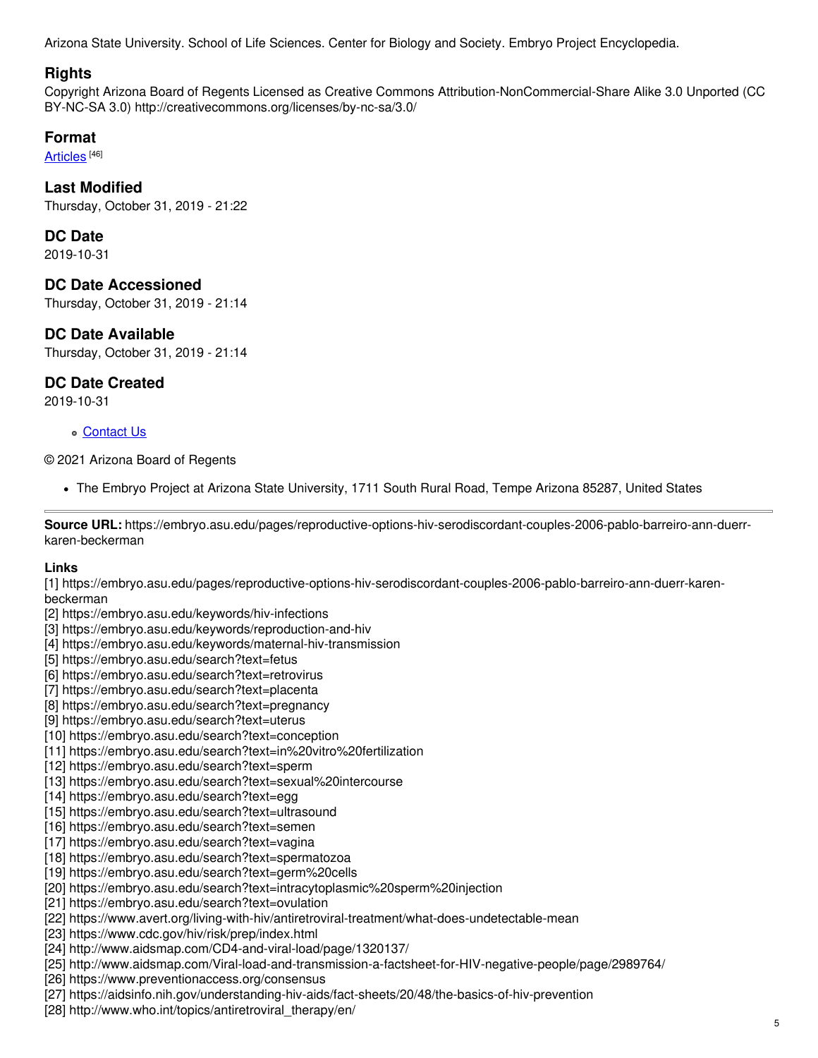Arizona State University. School of Life Sciences. Center for Biology and Society. Embryo Project Encyclopedia.

## Rights

Copyright Arizona Board of Regents Licensed as Creative Commons Attribution-NonCommercial-Share Alike 3.0 Unported (CC BY-NC-SA 3.0) http://creativecommons.org/licenses/by-nc-sa/3.0/

## Format

Articles [46]

## Last Modified

Thursday, October 31, 2019 - 21:22

## DC Date

2019-10-31

## DC Date Accessioned

Thursday, October 31, 2019 - 21:14

## DC Date Available

Thursday, October 31, 2019 - 21:14

## DC Date Created

2019-10-31

- Contact Us

© 2021 Arizona Board of Regents

- The Embryo Project at Arizona State University, 1711 South Rural Road, Tempe Arizona 85287, United States

---

**Source URL:** https://embryo.asu.edu/pages/reproductive-options-hiv-serodiscordant-couples-2006-pablo-barreiro-ann-duerr-karen-beckerman

**Links**

[1] https://embryo.asu.edu/pages/reproductive-options-hiv-serodiscordant-couples-2006-pablo-barreiro-ann-duerr-karen-beckerman
[2] https://embryo.asu.edu/keywords/hiv-infections
[3] https://embryo.asu.edu/keywords/reproduction-and-hiv
[4] https://embryo.asu.edu/keywords/maternal-hiv-transmission
[5] https://embryo.asu.edu/search?text=fetus
[6] https://embryo.asu.edu/search?text=retrovirus
[7] https://embryo.asu.edu/search?text=placenta
[8] https://embryo.asu.edu/search?text=pregnancy
[9] https://embryo.asu.edu/search?text=uterus
[10] https://embryo.asu.edu/search?text=conception
[11] https://embryo.asu.edu/search?text=in%20vitro%20fertilization
[12] https://embryo.asu.edu/search?text=sperm
[13] https://embryo.asu.edu/search?text=sexual%20intercourse
[14] https://embryo.asu.edu/search?text=egg
[15] https://embryo.asu.edu/search?text=ultrasound
[16] https://embryo.asu.edu/search?text=semen
[17] https://embryo.asu.edu/search?text=vagina
[18] https://embryo.asu.edu/search?text=spermatozoa
[19] https://embryo.asu.edu/search?text=germ%20cells
[20] https://embryo.asu.edu/search?text=intracytoplasmic%20sperm%20injection
[21] https://embryo.asu.edu/search?text=ovulation
[22] https://www.avert.org/living-with-hiv/antiretroviral-treatment/what-does-undetectable-mean
[23] https://www.cdc.gov/hiv/risk/prep/index.html
[24] http://www.aidsmap.com/CD4-and-viral-load/page/1320137/
[25] http://www.aidsmap.com/Viral-load-and-transmission-a-factsheet-for-HIV-negative-people/page/2989764/
[26] https://www.preventionaccess.org/consensus
[27] https://aidsinfo.nih.gov/understanding-hiv-aids/fact-sheets/20/48/the-basics-of-hiv-prevention
[28] http://www.who.int/topics/antiretroviral_therapy/en/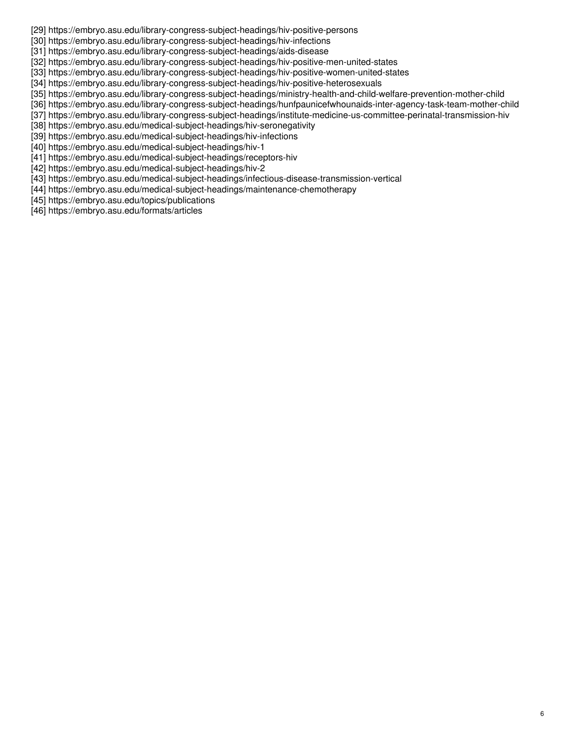[29] https://embryo.asu.edu/library-congress-subject-headings/hiv-positive-persons
[30] https://embryo.asu.edu/library-congress-subject-headings/hiv-infections
[31] https://embryo.asu.edu/library-congress-subject-headings/aids-disease
[32] https://embryo.asu.edu/library-congress-subject-headings/hiv-positive-men-united-states
[33] https://embryo.asu.edu/library-congress-subject-headings/hiv-positive-women-united-states
[34] https://embryo.asu.edu/library-congress-subject-headings/hiv-positive-heterosexuals
[35] https://embryo.asu.edu/library-congress-subject-headings/ministry-health-and-child-welfare-prevention-mother-child
[36] https://embryo.asu.edu/library-congress-subject-headings/hunfpaunicefwhounaids-inter-agency-task-team-mother-child
[37] https://embryo.asu.edu/library-congress-subject-headings/institute-medicine-us-committee-perinatal-transmission-hiv
[38] https://embryo.asu.edu/medical-subject-headings/hiv-seronegativity
[39] https://embryo.asu.edu/medical-subject-headings/hiv-infections
[40] https://embryo.asu.edu/medical-subject-headings/hiv-1
[41] https://embryo.asu.edu/medical-subject-headings/receptors-hiv
[42] https://embryo.asu.edu/medical-subject-headings/hiv-2
[43] https://embryo.asu.edu/medical-subject-headings/infectious-disease-transmission-vertical
[44] https://embryo.asu.edu/medical-subject-headings/maintenance-chemotherapy
[45] https://embryo.asu.edu/topics/publications
[46] https://embryo.asu.edu/formats/articles